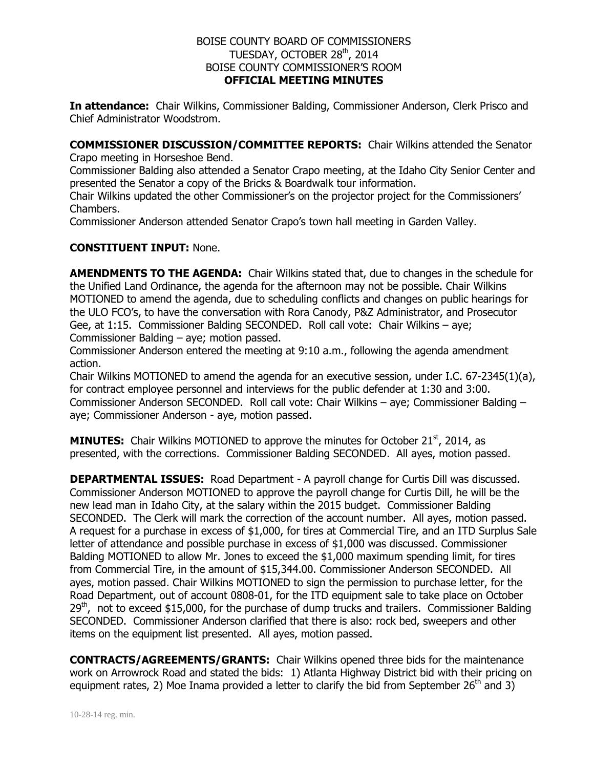BOISE COUNTY BOARD OF COMMISSIONERS
TUESDAY, OCTOBER 28th, 2014
BOISE COUNTY COMMISSIONER'S ROOM
**OFFICIAL MEETING MINUTES**

**In attendance:** Chair Wilkins, Commissioner Balding, Commissioner Anderson, Clerk Prisco and Chief Administrator Woodstrom.

**COMMISSIONER DISCUSSION/COMMITTEE REPORTS:** Chair Wilkins attended the Senator Crapo meeting in Horseshoe Bend.
Commissioner Balding also attended a Senator Crapo meeting, at the Idaho City Senior Center and presented the Senator a copy of the Bricks & Boardwalk tour information.
Chair Wilkins updated the other Commissioner's on the projector project for the Commissioners' Chambers.
Commissioner Anderson attended Senator Crapo's town hall meeting in Garden Valley.

**CONSTITUENT INPUT:** None.

**AMENDMENTS TO THE AGENDA:** Chair Wilkins stated that, due to changes in the schedule for the Unified Land Ordinance, the agenda for the afternoon may not be possible. Chair Wilkins MOTIONED to amend the agenda, due to scheduling conflicts and changes on public hearings for the ULO FCO's, to have the conversation with Rora Canody, P&Z Administrator, and Prosecutor Gee, at 1:15. Commissioner Balding SECONDED. Roll call vote: Chair Wilkins – aye; Commissioner Balding – aye; motion passed.
Commissioner Anderson entered the meeting at 9:10 a.m., following the agenda amendment action.
Chair Wilkins MOTIONED to amend the agenda for an executive session, under I.C. 67-2345(1)(a), for contract employee personnel and interviews for the public defender at 1:30 and 3:00. Commissioner Anderson SECONDED. Roll call vote: Chair Wilkins – aye; Commissioner Balding – aye; Commissioner Anderson - aye, motion passed.

**MINUTES:** Chair Wilkins MOTIONED to approve the minutes for October 21st, 2014, as presented, with the corrections. Commissioner Balding SECONDED. All ayes, motion passed.

**DEPARTMENTAL ISSUES:** Road Department - A payroll change for Curtis Dill was discussed. Commissioner Anderson MOTIONED to approve the payroll change for Curtis Dill, he will be the new lead man in Idaho City, at the salary within the 2015 budget. Commissioner Balding SECONDED. The Clerk will mark the correction of the account number. All ayes, motion passed. A request for a purchase in excess of $1,000, for tires at Commercial Tire, and an ITD Surplus Sale letter of attendance and possible purchase in excess of $1,000 was discussed. Commissioner Balding MOTIONED to allow Mr. Jones to exceed the $1,000 maximum spending limit, for tires from Commercial Tire, in the amount of $15,344.00. Commissioner Anderson SECONDED. All ayes, motion passed. Chair Wilkins MOTIONED to sign the permission to purchase letter, for the Road Department, out of account 0808-01, for the ITD equipment sale to take place on October 29th, not to exceed $15,000, for the purchase of dump trucks and trailers. Commissioner Balding SECONDED. Commissioner Anderson clarified that there is also: rock bed, sweepers and other items on the equipment list presented. All ayes, motion passed.

**CONTRACTS/AGREEMENTS/GRANTS:** Chair Wilkins opened three bids for the maintenance work on Arrowrock Road and stated the bids: 1) Atlanta Highway District bid with their pricing on equipment rates, 2) Moe Inama provided a letter to clarify the bid from September 26th and 3)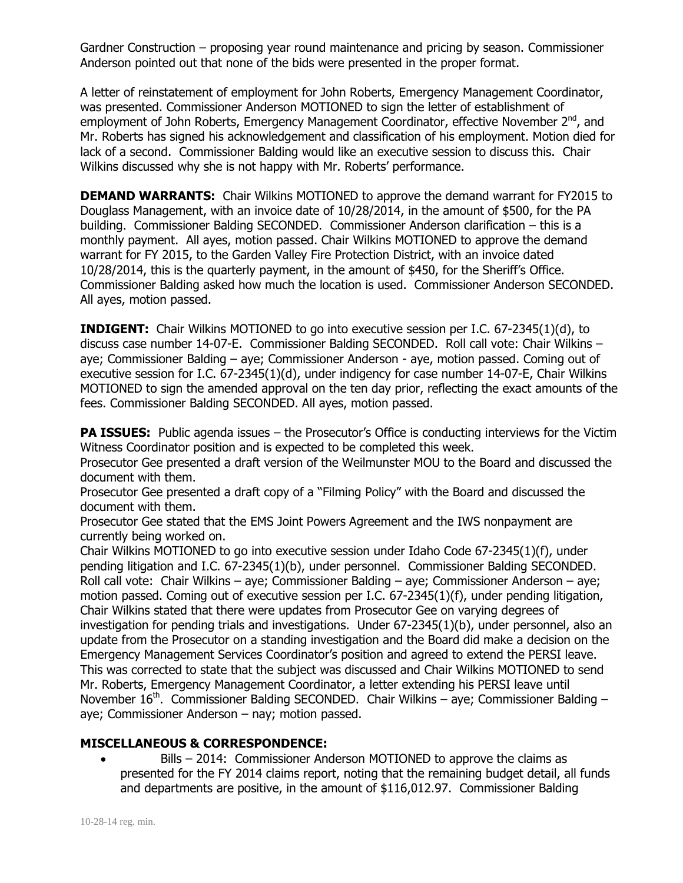Gardner Construction – proposing year round maintenance and pricing by season. Commissioner Anderson pointed out that none of the bids were presented in the proper format.

A letter of reinstatement of employment for John Roberts, Emergency Management Coordinator, was presented. Commissioner Anderson MOTIONED to sign the letter of establishment of employment of John Roberts, Emergency Management Coordinator, effective November 2nd, and Mr. Roberts has signed his acknowledgement and classification of his employment. Motion died for lack of a second. Commissioner Balding would like an executive session to discuss this. Chair Wilkins discussed why she is not happy with Mr. Roberts' performance.

**DEMAND WARRANTS:** Chair Wilkins MOTIONED to approve the demand warrant for FY2015 to Douglass Management, with an invoice date of 10/28/2014, in the amount of $500, for the PA building. Commissioner Balding SECONDED. Commissioner Anderson clarification – this is a monthly payment. All ayes, motion passed. Chair Wilkins MOTIONED to approve the demand warrant for FY 2015, to the Garden Valley Fire Protection District, with an invoice dated 10/28/2014, this is the quarterly payment, in the amount of $450, for the Sheriff's Office. Commissioner Balding asked how much the location is used. Commissioner Anderson SECONDED. All ayes, motion passed.

**INDIGENT:** Chair Wilkins MOTIONED to go into executive session per I.C. 67-2345(1)(d), to discuss case number 14-07-E. Commissioner Balding SECONDED. Roll call vote: Chair Wilkins – aye; Commissioner Balding – aye; Commissioner Anderson - aye, motion passed. Coming out of executive session for I.C. 67-2345(1)(d), under indigency for case number 14-07-E, Chair Wilkins MOTIONED to sign the amended approval on the ten day prior, reflecting the exact amounts of the fees. Commissioner Balding SECONDED. All ayes, motion passed.

**PA ISSUES:** Public agenda issues – the Prosecutor's Office is conducting interviews for the Victim Witness Coordinator position and is expected to be completed this week.
Prosecutor Gee presented a draft version of the Weilmunster MOU to the Board and discussed the document with them.
Prosecutor Gee presented a draft copy of a "Filming Policy" with the Board and discussed the document with them.
Prosecutor Gee stated that the EMS Joint Powers Agreement and the IWS nonpayment are currently being worked on.
Chair Wilkins MOTIONED to go into executive session under Idaho Code 67-2345(1)(f), under pending litigation and I.C. 67-2345(1)(b), under personnel. Commissioner Balding SECONDED. Roll call vote: Chair Wilkins – aye; Commissioner Balding – aye; Commissioner Anderson – aye; motion passed. Coming out of executive session per I.C. 67-2345(1)(f), under pending litigation, Chair Wilkins stated that there were updates from Prosecutor Gee on varying degrees of investigation for pending trials and investigations. Under 67-2345(1)(b), under personnel, also an update from the Prosecutor on a standing investigation and the Board did make a decision on the Emergency Management Services Coordinator's position and agreed to extend the PERSI leave. This was corrected to state that the subject was discussed and Chair Wilkins MOTIONED to send Mr. Roberts, Emergency Management Coordinator, a letter extending his PERSI leave until November 16th. Commissioner Balding SECONDED. Chair Wilkins – aye; Commissioner Balding – aye; Commissioner Anderson – nay; motion passed.

## MISCELLANEOUS & CORRESPONDENCE:

- Bills – 2014: Commissioner Anderson MOTIONED to approve the claims as presented for the FY 2014 claims report, noting that the remaining budget detail, all funds and departments are positive, in the amount of $116,012.97. Commissioner Balding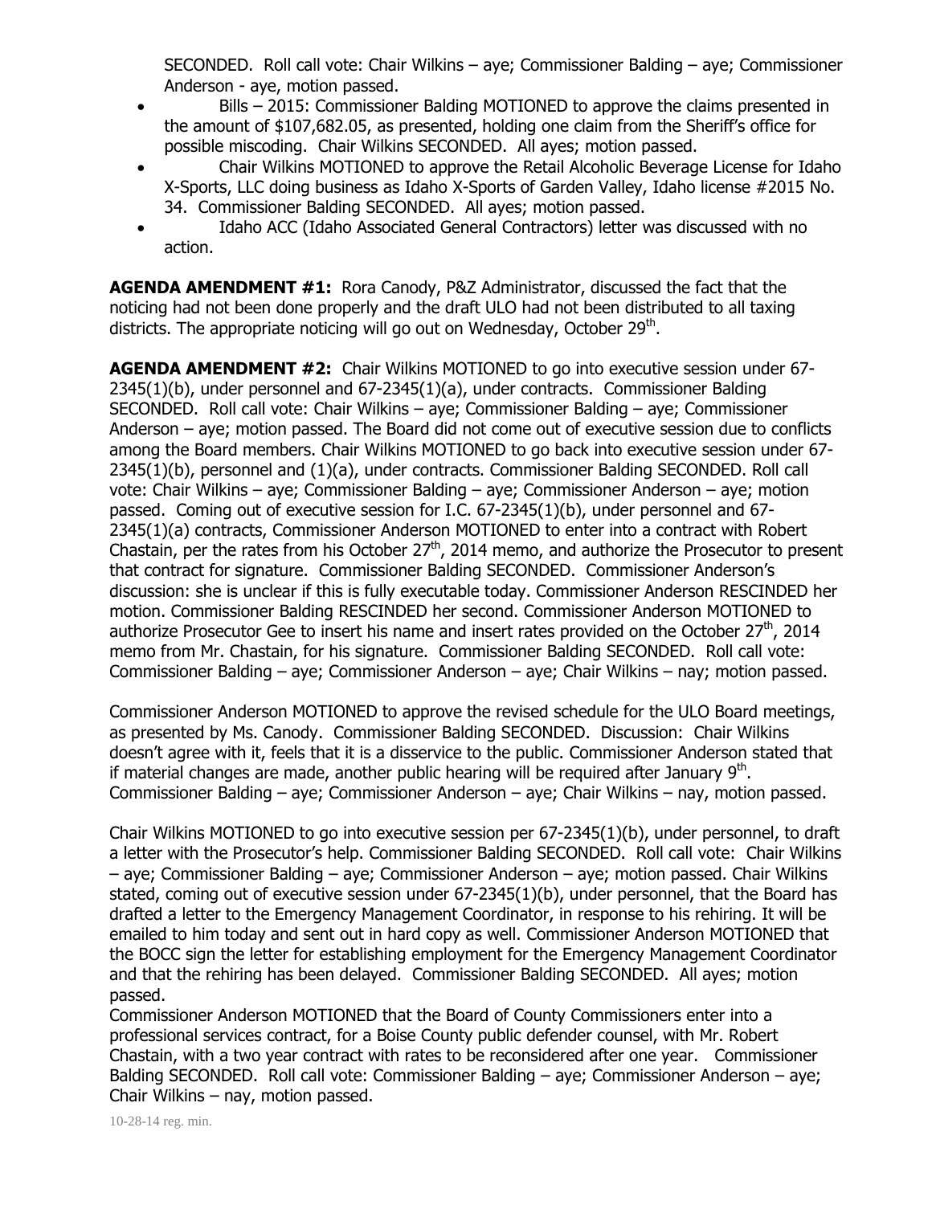SECONDED. Roll call vote: Chair Wilkins – aye; Commissioner Balding – aye; Commissioner Anderson - aye, motion passed.

- Bills – 2015: Commissioner Balding MOTIONED to approve the claims presented in the amount of $107,682.05, as presented, holding one claim from the Sheriff's office for possible miscoding. Chair Wilkins SECONDED. All ayes; motion passed.
- Chair Wilkins MOTIONED to approve the Retail Alcoholic Beverage License for Idaho X-Sports, LLC doing business as Idaho X-Sports of Garden Valley, Idaho license #2015 No. 34. Commissioner Balding SECONDED. All ayes; motion passed.
- Idaho ACC (Idaho Associated General Contractors) letter was discussed with no action.

**AGENDA AMENDMENT #1:** Rora Canody, P&Z Administrator, discussed the fact that the noticing had not been done properly and the draft ULO had not been distributed to all taxing districts. The appropriate noticing will go out on Wednesday, October 29th.

**AGENDA AMENDMENT #2:** Chair Wilkins MOTIONED to go into executive session under 67-2345(1)(b), under personnel and 67-2345(1)(a), under contracts. Commissioner Balding SECONDED. Roll call vote: Chair Wilkins – aye; Commissioner Balding – aye; Commissioner Anderson – aye; motion passed. The Board did not come out of executive session due to conflicts among the Board members. Chair Wilkins MOTIONED to go back into executive session under 67-2345(1)(b), personnel and (1)(a), under contracts. Commissioner Balding SECONDED. Roll call vote: Chair Wilkins – aye; Commissioner Balding – aye; Commissioner Anderson – aye; motion passed. Coming out of executive session for I.C. 67-2345(1)(b), under personnel and 67-2345(1)(a) contracts, Commissioner Anderson MOTIONED to enter into a contract with Robert Chastain, per the rates from his October 27th, 2014 memo, and authorize the Prosecutor to present that contract for signature. Commissioner Balding SECONDED. Commissioner Anderson's discussion: she is unclear if this is fully executable today. Commissioner Anderson RESCINDED her motion. Commissioner Balding RESCINDED her second. Commissioner Anderson MOTIONED to authorize Prosecutor Gee to insert his name and insert rates provided on the October 27th, 2014 memo from Mr. Chastain, for his signature. Commissioner Balding SECONDED. Roll call vote: Commissioner Balding – aye; Commissioner Anderson – aye; Chair Wilkins – nay; motion passed.

Commissioner Anderson MOTIONED to approve the revised schedule for the ULO Board meetings, as presented by Ms. Canody. Commissioner Balding SECONDED. Discussion: Chair Wilkins doesn't agree with it, feels that it is a disservice to the public. Commissioner Anderson stated that if material changes are made, another public hearing will be required after January 9th. Commissioner Balding – aye; Commissioner Anderson – aye; Chair Wilkins – nay, motion passed.

Chair Wilkins MOTIONED to go into executive session per 67-2345(1)(b), under personnel, to draft a letter with the Prosecutor's help. Commissioner Balding SECONDED. Roll call vote: Chair Wilkins – aye; Commissioner Balding – aye; Commissioner Anderson – aye; motion passed. Chair Wilkins stated, coming out of executive session under 67-2345(1)(b), under personnel, that the Board has drafted a letter to the Emergency Management Coordinator, in response to his rehiring. It will be emailed to him today and sent out in hard copy as well. Commissioner Anderson MOTIONED that the BOCC sign the letter for establishing employment for the Emergency Management Coordinator and that the rehiring has been delayed. Commissioner Balding SECONDED. All ayes; motion passed.

Commissioner Anderson MOTIONED that the Board of County Commissioners enter into a professional services contract, for a Boise County public defender counsel, with Mr. Robert Chastain, with a two year contract with rates to be reconsidered after one year. Commissioner Balding SECONDED. Roll call vote: Commissioner Balding – aye; Commissioner Anderson – aye; Chair Wilkins – nay, motion passed.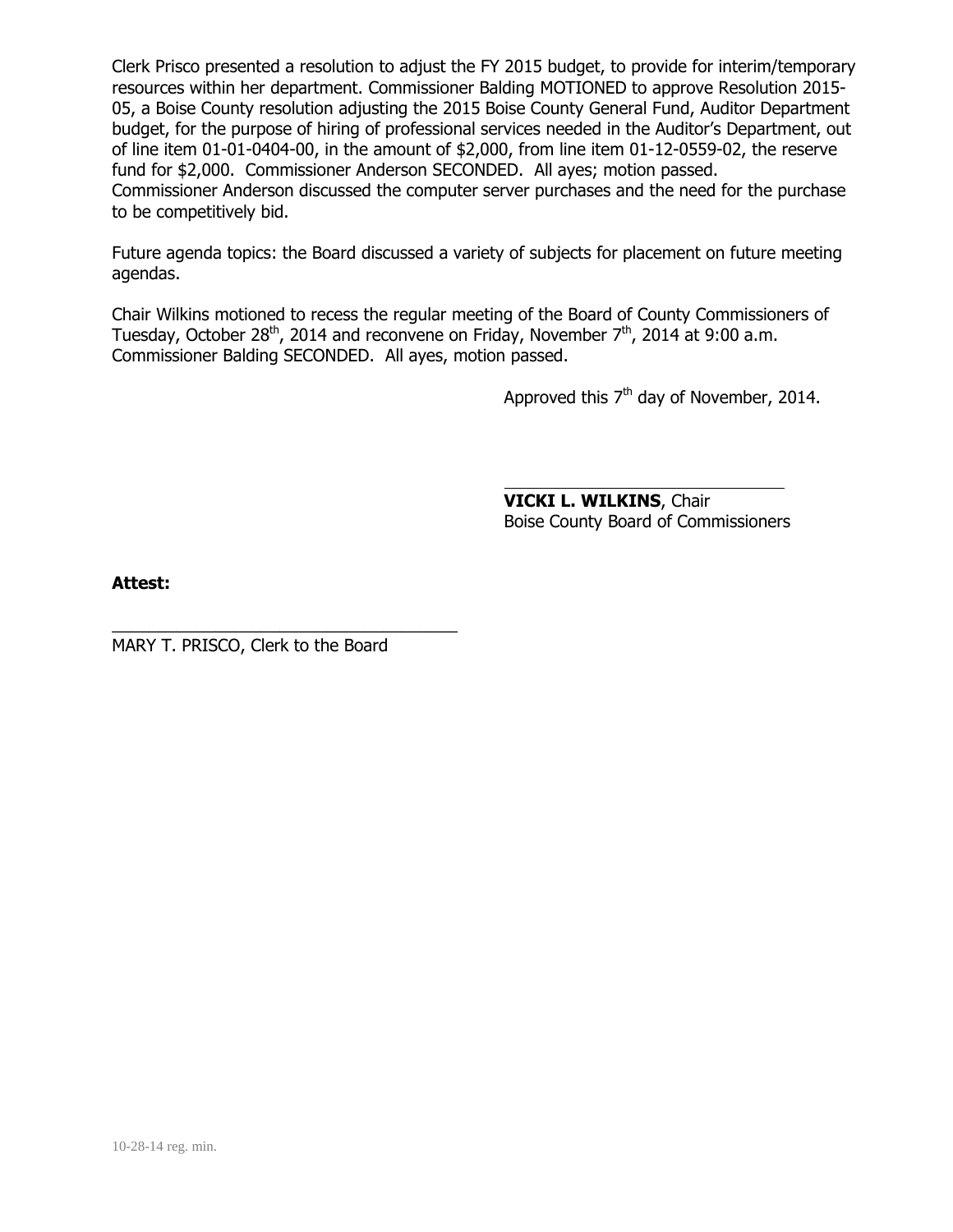Clerk Prisco presented a resolution to adjust the FY 2015 budget, to provide for interim/temporary resources within her department. Commissioner Balding MOTIONED to approve Resolution 2015-05, a Boise County resolution adjusting the 2015 Boise County General Fund, Auditor Department budget, for the purpose of hiring of professional services needed in the Auditor's Department, out of line item 01-01-0404-00, in the amount of $2,000, from line item 01-12-0559-02, the reserve fund for $2,000. Commissioner Anderson SECONDED. All ayes; motion passed. Commissioner Anderson discussed the computer server purchases and the need for the purchase to be competitively bid.

Future agenda topics: the Board discussed a variety of subjects for placement on future meeting agendas.

Chair Wilkins motioned to recess the regular meeting of the Board of County Commissioners of Tuesday, October 28th, 2014 and reconvene on Friday, November 7th, 2014 at 9:00 a.m. Commissioner Balding SECONDED. All ayes, motion passed.

Approved this 7th day of November, 2014.

\_\_\_\_\_\_\_\_\_\_\_\_\_\_\_\_\_\_\_\_\_\_\_\_\_\_\_\_\_\_\_\_

**VICKI L. WILKINS**, Chair
Boise County Board of Commissioners

**Attest:**

\_\_\_\_\_\_\_\_\_\_\_\_\_\_\_\_\_\_\_\_\_\_\_\_\_\_\_\_\_\_\_\_\_\_\_\_

MARY T. PRISCO, Clerk to the Board